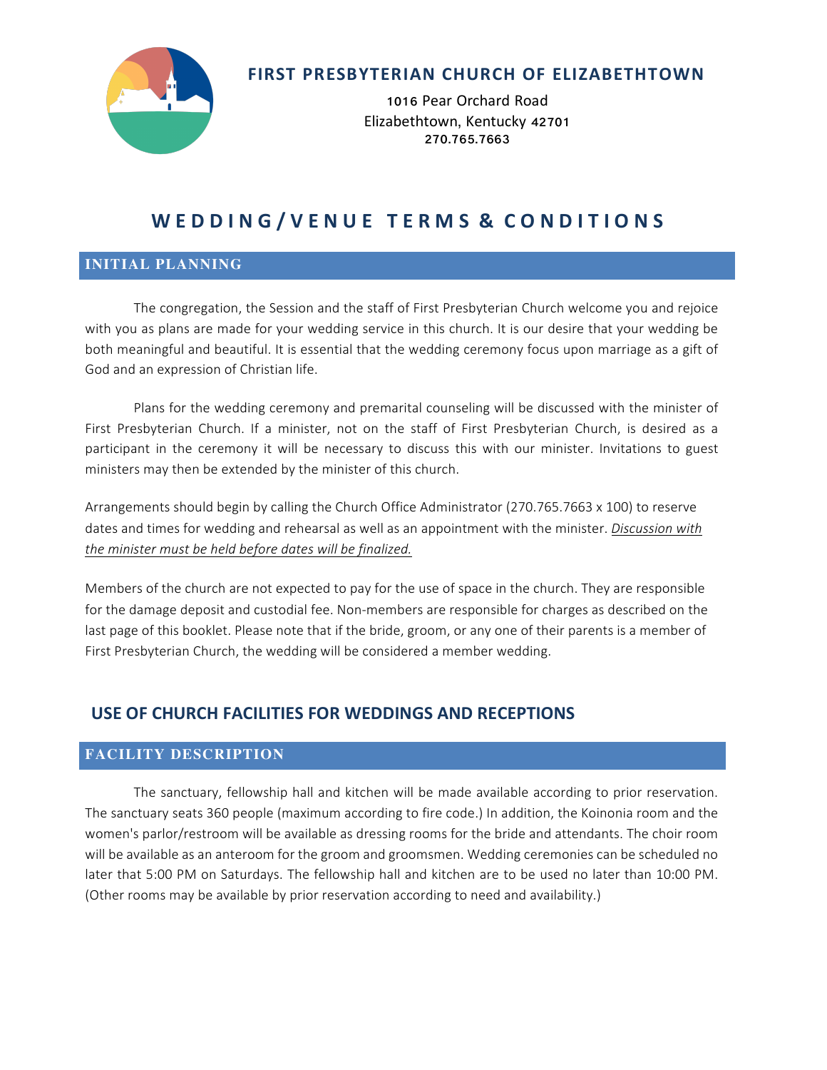# FIRST PRESBYTERIAN CHURCH OF ELIZABETHTOWN

1016 Pear Orchard Road
Elizabethtown, Kentucky 42701
270.765.7663

# WEDDING/VENUE TERMS & CONDITIONS

## INITIAL PLANNING

The congregation, the Session and the staff of First Presbyterian Church welcome you and rejoice with you as plans are made for your wedding service in this church. It is our desire that your wedding be both meaningful and beautiful. It is essential that the wedding ceremony focus upon marriage as a gift of God and an expression of Christian life.

Plans for the wedding ceremony and premarital counseling will be discussed with the minister of First Presbyterian Church. If a minister, not on the staff of First Presbyterian Church, is desired as a participant in the ceremony it will be necessary to discuss this with our minister. Invitations to guest ministers may then be extended by the minister of this church.

Arrangements should begin by calling the Church Office Administrator (270.765.7663 x 100) to reserve dates and times for wedding and rehearsal as well as an appointment with the minister. *Discussion with the minister must be held before dates will be finalized.*

Members of the church are not expected to pay for the use of space in the church. They are responsible for the damage deposit and custodial fee. Non-members are responsible for charges as described on the last page of this booklet. Please note that if the bride, groom, or any one of their parents is a member of First Presbyterian Church, the wedding will be considered a member wedding.

## USE OF CHURCH FACILITIES FOR WEDDINGS AND RECEPTIONS

### FACILITY DESCRIPTION

The sanctuary, fellowship hall and kitchen will be made available according to prior reservation. The sanctuary seats 360 people (maximum according to fire code.) In addition, the Koinonia room and the women's parlor/restroom will be available as dressing rooms for the bride and attendants. The choir room will be available as an anteroom for the groom and groomsmen. Wedding ceremonies can be scheduled no later that 5:00 PM on Saturdays. The fellowship hall and kitchen are to be used no later than 10:00 PM. (Other rooms may be available by prior reservation according to need and availability.)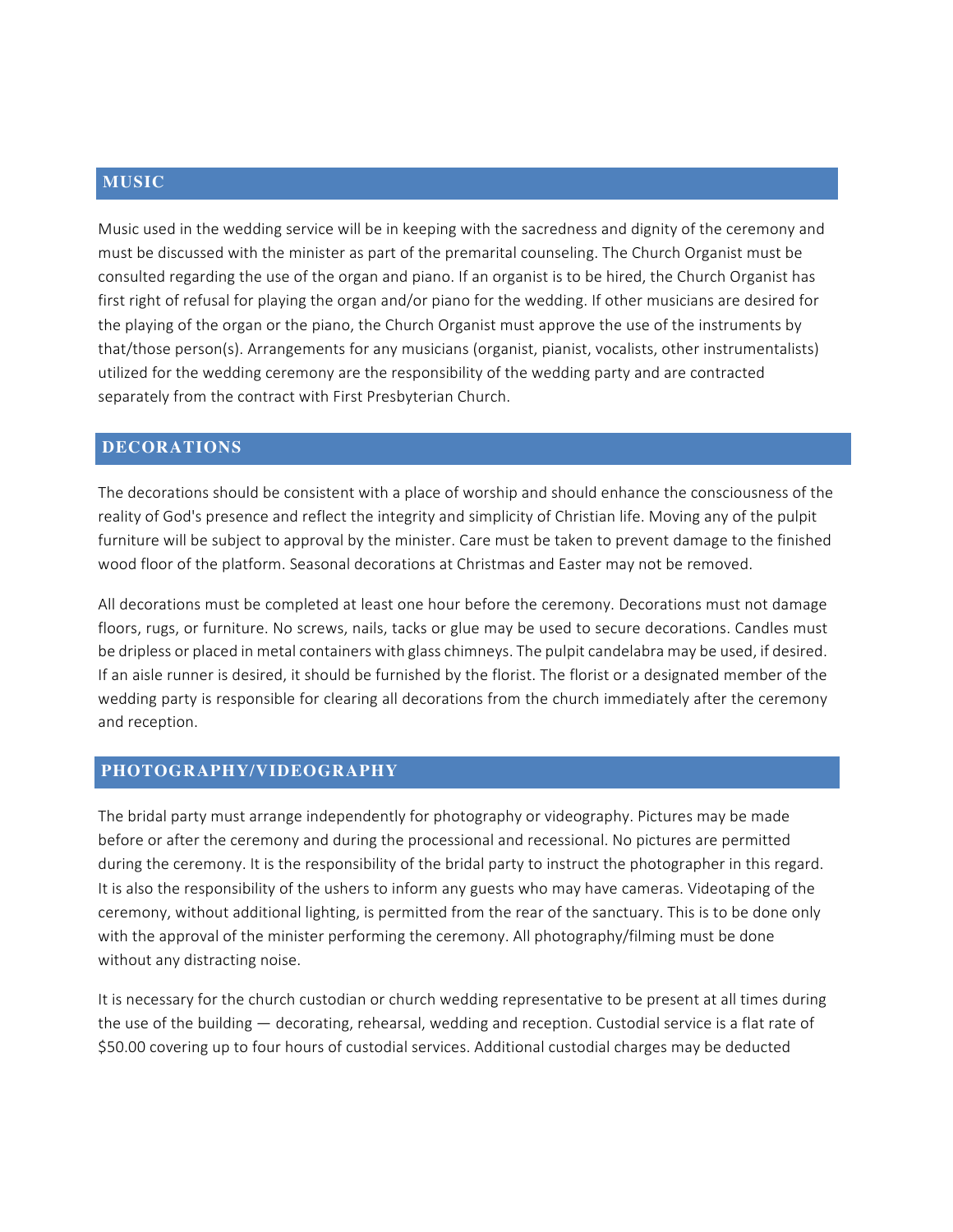## MUSIC

Music used in the wedding service will be in keeping with the sacredness and dignity of the ceremony and must be discussed with the minister as part of the premarital counseling. The Church Organist must be consulted regarding the use of the organ and piano. If an organist is to be hired, the Church Organist has first right of refusal for playing the organ and/or piano for the wedding. If other musicians are desired for the playing of the organ or the piano, the Church Organist must approve the use of the instruments by that/those person(s). Arrangements for any musicians (organist, pianist, vocalists, other instrumentalists) utilized for the wedding ceremony are the responsibility of the wedding party and are contracted separately from the contract with First Presbyterian Church.

## DECORATIONS

The decorations should be consistent with a place of worship and should enhance the consciousness of the reality of God's presence and reflect the integrity and simplicity of Christian life. Moving any of the pulpit furniture will be subject to approval by the minister. Care must be taken to prevent damage to the finished wood floor of the platform. Seasonal decorations at Christmas and Easter may not be removed.

All decorations must be completed at least one hour before the ceremony. Decorations must not damage floors, rugs, or furniture. No screws, nails, tacks or glue may be used to secure decorations. Candles must be dripless or placed in metal containers with glass chimneys. The pulpit candelabra may be used, if desired. If an aisle runner is desired, it should be furnished by the florist. The florist or a designated member of the wedding party is responsible for clearing all decorations from the church immediately after the ceremony and reception.

## PHOTOGRAPHY/VIDEOGRAPHY

The bridal party must arrange independently for photography or videography. Pictures may be made before or after the ceremony and during the processional and recessional. No pictures are permitted during the ceremony. It is the responsibility of the bridal party to instruct the photographer in this regard. It is also the responsibility of the ushers to inform any guests who may have cameras. Videotaping of the ceremony, without additional lighting, is permitted from the rear of the sanctuary. This is to be done only with the approval of the minister performing the ceremony. All photography/filming must be done without any distracting noise.

It is necessary for the church custodian or church wedding representative to be present at all times during the use of the building — decorating, rehearsal, wedding and reception. Custodial service is a flat rate of $50.00 covering up to four hours of custodial services. Additional custodial charges may be deducted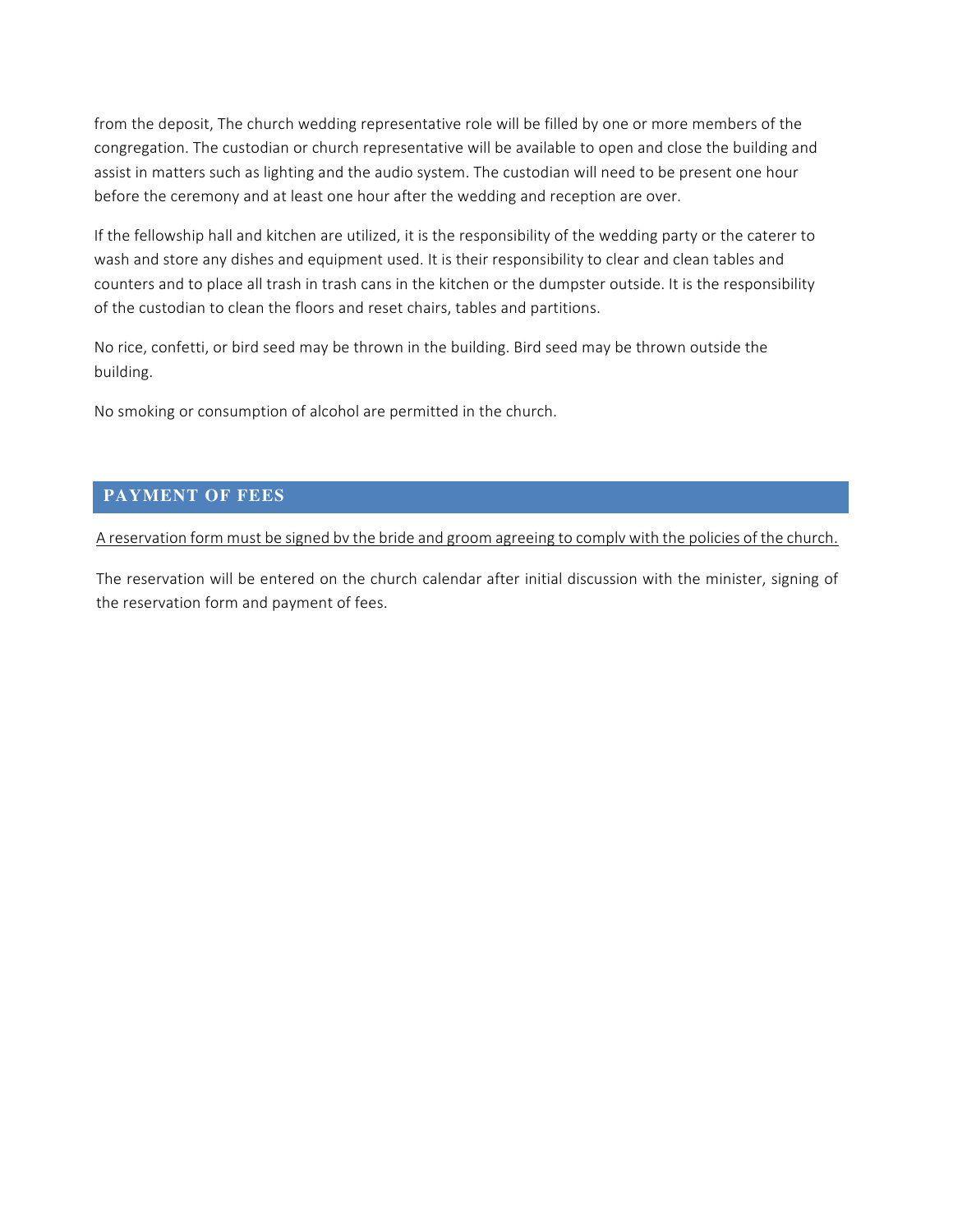from the deposit, The church wedding representative role will be filled by one or more members of the congregation. The custodian or church representative will be available to open and close the building and assist in matters such as lighting and the audio system. The custodian will need to be present one hour before the ceremony and at least one hour after the wedding and reception are over.

If the fellowship hall and kitchen are utilized, it is the responsibility of the wedding party or the caterer to wash and store any dishes and equipment used. It is their responsibility to clear and clean tables and counters and to place all trash in trash cans in the kitchen or the dumpster outside. It is the responsibility of the custodian to clean the floors and reset chairs, tables and partitions.

No rice, confetti, or bird seed may be thrown in the building. Bird seed may be thrown outside the building.

No smoking or consumption of alcohol are permitted in the church.

## PAYMENT OF FEES

<u>A reservation form must be signed bv the bride and groom agreeing to complv with the policies of the church.</u>

The reservation will be entered on the church calendar after initial discussion with the minister, signing of the reservation form and payment of fees.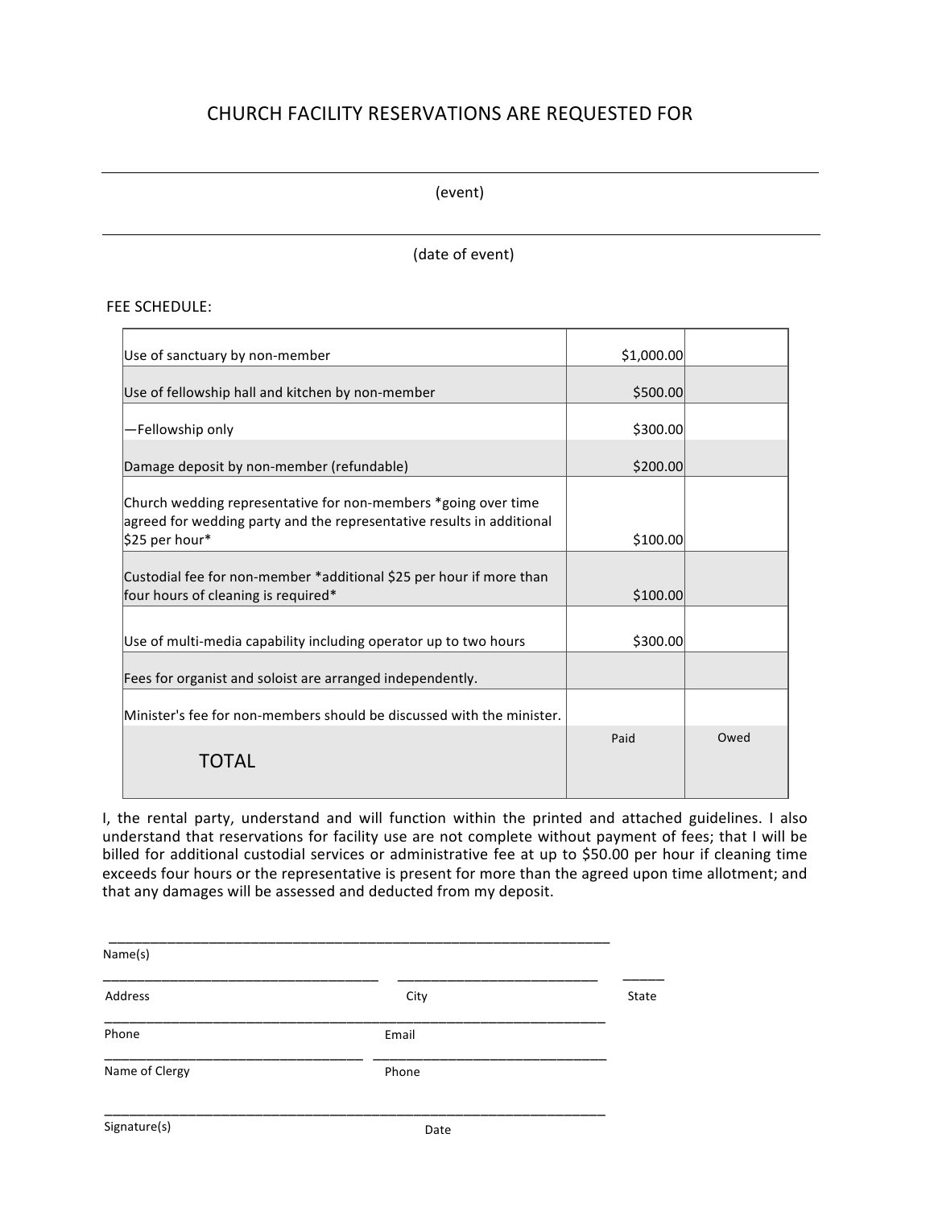# CHURCH FACILITY RESERVATIONS ARE REQUESTED FOR

______________________________________________________________

(event)

______________________________________________________________

(date of event)

FEE SCHEDULE:

| | | |
|---|---|---|
| Use of sanctuary by non-member | $1,000.00 | |
| Use of fellowship hall and kitchen by non-member | $500.00 | |
| —Fellowship only | $300.00 | |
| Damage deposit by non-member (refundable) | $200.00 | |
| Church wedding representative for non-members *going over time agreed for wedding party and the representative results in additional $25 per hour* | $100.00 | |
| Custodial fee for non-member *additional $25 per hour if more than four hours of cleaning is required* | $100.00 | |
| Use of multi-media capability including operator up to two hours | $300.00 | |
| Fees for organist and soloist are arranged independently. | | |
| Minister's fee for non-members should be discussed with the minister. | | |
| TOTAL | Paid | Owed |

I, the rental party, understand and will function within the printed and attached guidelines. I also understand that reservations for facility use are not complete without payment of fees; that I will be billed for additional custodial services or administrative fee at up to $50.00 per hour if cleaning time exceeds four hours or the representative is present for more than the agreed upon time allotment; and that any damages will be assessed and deducted from my deposit.

______________________________________________________________

Name(s)

______________________________ ______________________ _____

Address City State

______________________________________________________________

Phone Email

______________________________ ______________________________

Name of Clergy Phone

______________________________________________________________

Signature(s) Date